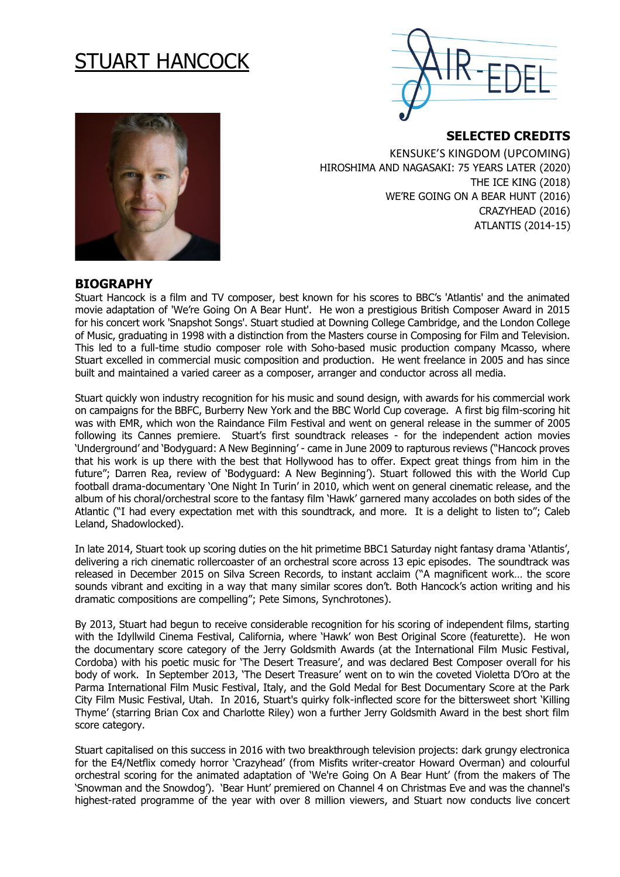# STUART HANCOCK

## SELECTED CREDITS

KENSUKE'S KINGDOM (UPCOMING)
HIROSHIMA AND NAGASAKI: 75 YEARS LATER (2020)
THE ICE KING (2018)
WE'RE GOING ON A BEAR HUNT (2016)
CRAZYHEAD (2016)
ATLANTIS (2014-15)

## BIOGRAPHY

Stuart Hancock is a film and TV composer, best known for his scores to BBC's 'Atlantis' and the animated movie adaptation of 'We're Going On A Bear Hunt'. He won a prestigious British Composer Award in 2015 for his concert work 'Snapshot Songs'. Stuart studied at Downing College Cambridge, and the London College of Music, graduating in 1998 with a distinction from the Masters course in Composing for Film and Television. This led to a full-time studio composer role with Soho-based music production company Mcasso, where Stuart excelled in commercial music composition and production. He went freelance in 2005 and has since built and maintained a varied career as a composer, arranger and conductor across all media.

Stuart quickly won industry recognition for his music and sound design, with awards for his commercial work on campaigns for the BBFC, Burberry New York and the BBC World Cup coverage. A first big film-scoring hit was with EMR, which won the Raindance Film Festival and went on general release in the summer of 2005 following its Cannes premiere. Stuart's first soundtrack releases - for the independent action movies 'Underground' and 'Bodyguard: A New Beginning' - came in June 2009 to rapturous reviews ("Hancock proves that his work is up there with the best that Hollywood has to offer. Expect great things from him in the future"; Darren Rea, review of 'Bodyguard: A New Beginning'). Stuart followed this with the World Cup football drama-documentary 'One Night In Turin' in 2010, which went on general cinematic release, and the album of his choral/orchestral score to the fantasy film 'Hawk' garnered many accolades on both sides of the Atlantic ("I had every expectation met with this soundtrack, and more. It is a delight to listen to"; Caleb Leland, Shadowlocked).

In late 2014, Stuart took up scoring duties on the hit primetime BBC1 Saturday night fantasy drama 'Atlantis', delivering a rich cinematic rollercoaster of an orchestral score across 13 epic episodes. The soundtrack was released in December 2015 on Silva Screen Records, to instant acclaim ("A magnificent work… the score sounds vibrant and exciting in a way that many similar scores don't. Both Hancock's action writing and his dramatic compositions are compelling"; Pete Simons, Synchrotones).

By 2013, Stuart had begun to receive considerable recognition for his scoring of independent films, starting with the Idyllwild Cinema Festival, California, where 'Hawk' won Best Original Score (featurette). He won the documentary score category of the Jerry Goldsmith Awards (at the International Film Music Festival, Cordoba) with his poetic music for 'The Desert Treasure', and was declared Best Composer overall for his body of work. In September 2013, 'The Desert Treasure' went on to win the coveted Violetta D'Oro at the Parma International Film Music Festival, Italy, and the Gold Medal for Best Documentary Score at the Park City Film Music Festival, Utah. In 2016, Stuart's quirky folk-inflected score for the bittersweet short 'Killing Thyme' (starring Brian Cox and Charlotte Riley) won a further Jerry Goldsmith Award in the best short film score category.

Stuart capitalised on this success in 2016 with two breakthrough television projects: dark grungy electronica for the E4/Netflix comedy horror 'Crazyhead' (from Misfits writer-creator Howard Overman) and colourful orchestral scoring for the animated adaptation of 'We're Going On A Bear Hunt' (from the makers of The 'Snowman and the Snowdog'). 'Bear Hunt' premiered on Channel 4 on Christmas Eve and was the channel's highest-rated programme of the year with over 8 million viewers, and Stuart now conducts live concert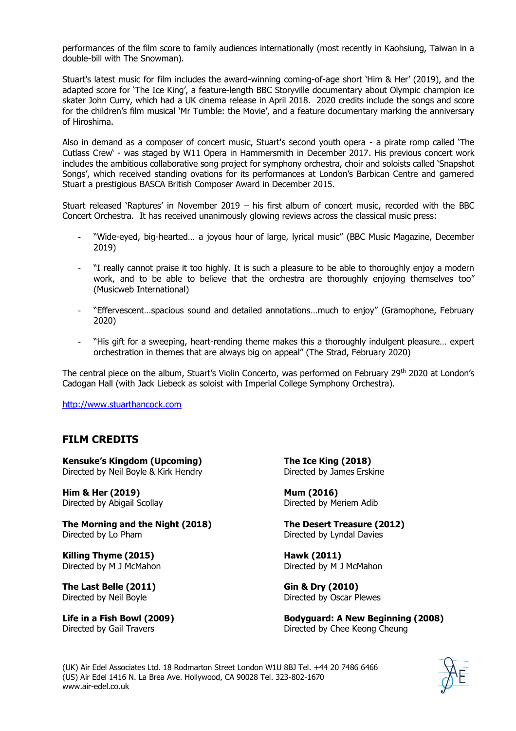performances of the film score to family audiences internationally (most recently in Kaohsiung, Taiwan in a double-bill with The Snowman).

Stuart's latest music for film includes the award-winning coming-of-age short 'Him & Her' (2019), and the adapted score for 'The Ice King', a feature-length BBC Storyville documentary about Olympic champion ice skater John Curry, which had a UK cinema release in April 2018. 2020 credits include the songs and score for the children's film musical 'Mr Tumble: the Movie', and a feature documentary marking the anniversary of Hiroshima.

Also in demand as a composer of concert music, Stuart's second youth opera - a pirate romp called 'The Cutlass Crew' - was staged by W11 Opera in Hammersmith in December 2017. His previous concert work includes the ambitious collaborative song project for symphony orchestra, choir and soloists called 'Snapshot Songs', which received standing ovations for its performances at London's Barbican Centre and garnered Stuart a prestigious BASCA British Composer Award in December 2015.

Stuart released 'Raptures' in November 2019 – his first album of concert music, recorded with the BBC Concert Orchestra. It has received unanimously glowing reviews across the classical music press:

- "Wide-eyed, big-hearted… a joyous hour of large, lyrical music" (BBC Music Magazine, December 2019)
- "I really cannot praise it too highly. It is such a pleasure to be able to thoroughly enjoy a modern work, and to be able to believe that the orchestra are thoroughly enjoying themselves too" (Musicweb International)
- "Effervescent…spacious sound and detailed annotations…much to enjoy" (Gramophone, February 2020)
- "His gift for a sweeping, heart-rending theme makes this a thoroughly indulgent pleasure… expert orchestration in themes that are always big on appeal" (The Strad, February 2020)

The central piece on the album, Stuart's Violin Concerto, was performed on February 29th 2020 at London's Cadogan Hall (with Jack Liebeck as soloist with Imperial College Symphony Orchestra).

http://www.stuarthancock.com

## FILM CREDITS

**Kensuke's Kingdom (Upcoming)**
Directed by Neil Boyle & Kirk Hendry

**Him & Her (2019)**
Directed by Abigail Scollay

**The Morning and the Night (2018)**
Directed by Lo Pham

**Killing Thyme (2015)**
Directed by M J McMahon

**The Last Belle (2011)**
Directed by Neil Boyle

**Life in a Fish Bowl (2009)**
Directed by Gail Travers

**The Ice King (2018)**
Directed by James Erskine

**Mum (2016)**
Directed by Meriem Adib

**The Desert Treasure (2012)**
Directed by Lyndal Davies

**Hawk (2011)**
Directed by M J McMahon

**Gin & Dry (2010)**
Directed by Oscar Plewes

**Bodyguard: A New Beginning (2008)**
Directed by Chee Keong Cheung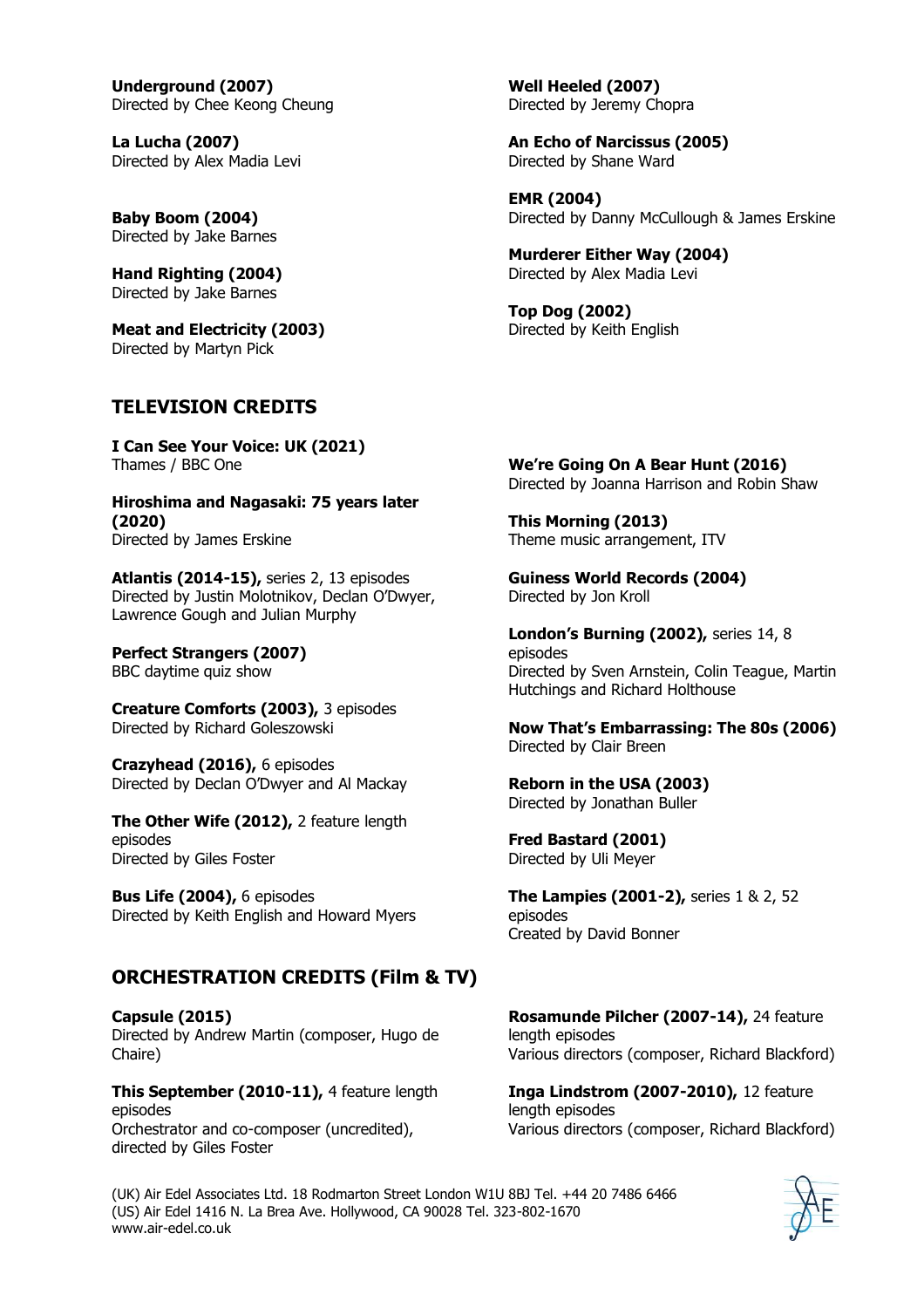**Underground (2007)**
Directed by Chee Keong Cheung

**La Lucha (2007)**
Directed by Alex Madia Levi

**Baby Boom (2004)**
Directed by Jake Barnes

**Hand Righting (2004)**
Directed by Jake Barnes

**Meat and Electricity (2003)**
Directed by Martyn Pick

**Well Heeled (2007)**
Directed by Jeremy Chopra

**An Echo of Narcissus (2005)**
Directed by Shane Ward

**EMR (2004)**
Directed by Danny McCullough & James Erskine

**Murderer Either Way (2004)**
Directed by Alex Madia Levi

**Top Dog (2002)**
Directed by Keith English

## TELEVISION CREDITS

**I Can See Your Voice: UK (2021)**
Thames / BBC One

**Hiroshima and Nagasaki: 75 years later (2020)**
Directed by James Erskine

**Atlantis (2014-15),** series 2, 13 episodes
Directed by Justin Molotnikov, Declan O'Dwyer, Lawrence Gough and Julian Murphy

**Perfect Strangers (2007)**
BBC daytime quiz show

**Creature Comforts (2003),** 3 episodes
Directed by Richard Goleszowski

**Crazyhead (2016),** 6 episodes
Directed by Declan O'Dwyer and Al Mackay

**The Other Wife (2012),** 2 feature length episodes
Directed by Giles Foster

**Bus Life (2004),** 6 episodes
Directed by Keith English and Howard Myers

**We're Going On A Bear Hunt (2016)**
Directed by Joanna Harrison and Robin Shaw

**This Morning (2013)**
Theme music arrangement, ITV

**Guiness World Records (2004)**
Directed by Jon Kroll

**London's Burning (2002),** series 14, 8 episodes
Directed by Sven Arnstein, Colin Teague, Martin Hutchings and Richard Holthouse

**Now That's Embarrassing: The 80s (2006)**
Directed by Clair Breen

**Reborn in the USA (2003)**
Directed by Jonathan Buller

**Fred Bastard (2001)**
Directed by Uli Meyer

**The Lampies (2001-2),** series 1 & 2, 52 episodes
Created by David Bonner

## ORCHESTRATION CREDITS (Film & TV)

**Capsule (2015)**
Directed by Andrew Martin (composer, Hugo de Chaire)

**This September (2010-11),** 4 feature length episodes
Orchestrator and co-composer (uncredited), directed by Giles Foster

**Rosamunde Pilcher (2007-14),** 24 feature length episodes
Various directors (composer, Richard Blackford)

**Inga Lindstrom (2007-2010),** 12 feature length episodes
Various directors (composer, Richard Blackford)

(UK) Air Edel Associates Ltd. 18 Rodmarton Street London W1U 8BJ Tel. +44 20 7486 6466
(US) Air Edel 1416 N. La Brea Ave. Hollywood, CA 90028 Tel. 323-802-1670
www.air-edel.co.uk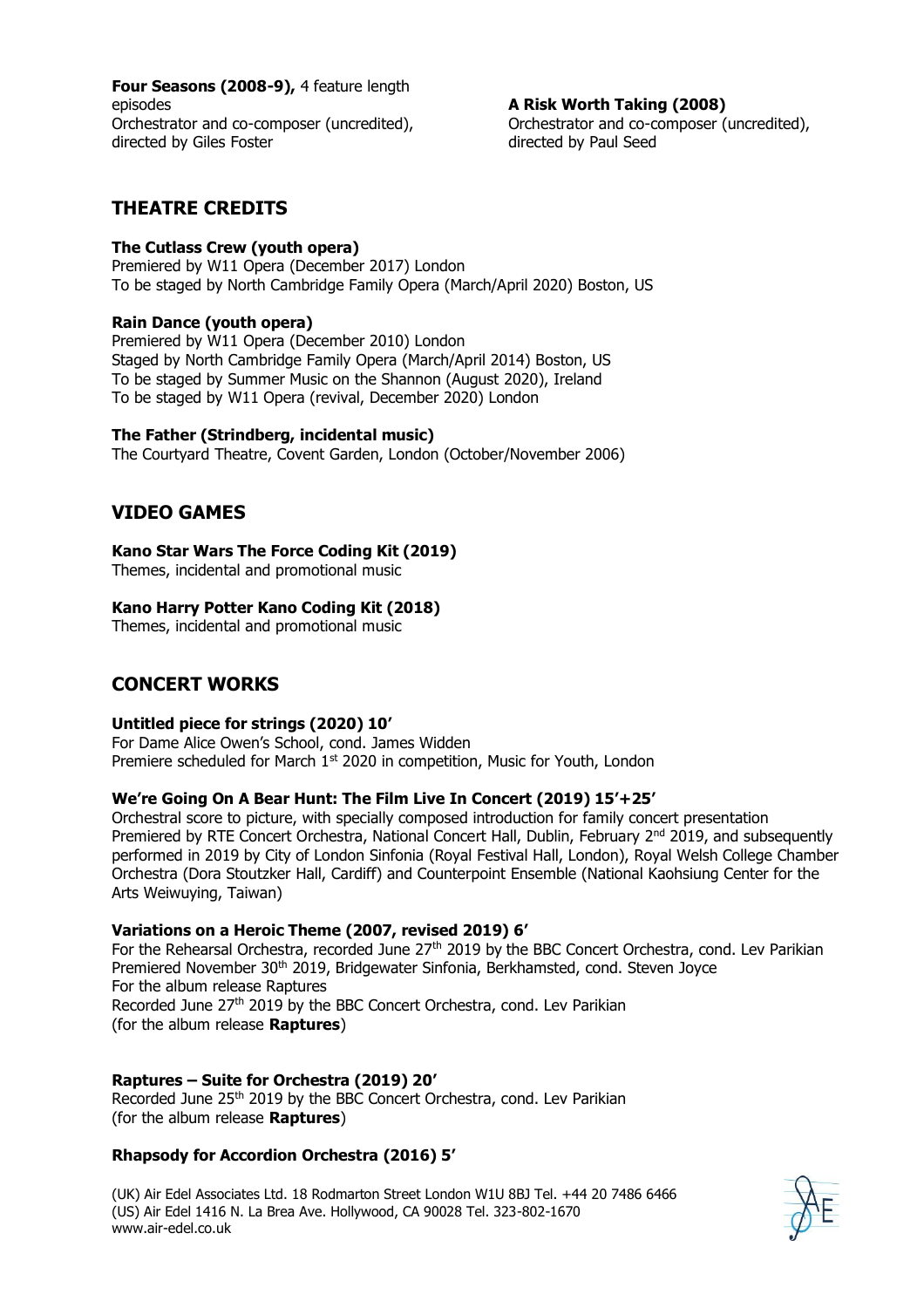**Four Seasons (2008-9),** 4 feature length episodes
Orchestrator and co-composer (uncredited), directed by Giles Foster

**A Risk Worth Taking (2008)**
Orchestrator and co-composer (uncredited), directed by Paul Seed

## THEATRE CREDITS

**The Cutlass Crew (youth opera)**
Premiered by W11 Opera (December 2017) London
To be staged by North Cambridge Family Opera (March/April 2020) Boston, US

**Rain Dance (youth opera)**
Premiered by W11 Opera (December 2010) London
Staged by North Cambridge Family Opera (March/April 2014) Boston, US
To be staged by Summer Music on the Shannon (August 2020), Ireland
To be staged by W11 Opera (revival, December 2020) London

**The Father (Strindberg, incidental music)**
The Courtyard Theatre, Covent Garden, London (October/November 2006)

## VIDEO GAMES

**Kano Star Wars The Force Coding Kit (2019)**
Themes, incidental and promotional music

**Kano Harry Potter Kano Coding Kit (2018)**
Themes, incidental and promotional music

## CONCERT WORKS

**Untitled piece for strings (2020) 10'**
For Dame Alice Owen's School, cond. James Widden
Premiere scheduled for March 1st 2020 in competition, Music for Youth, London

**We're Going On A Bear Hunt: The Film Live In Concert (2019) 15'+25'**
Orchestral score to picture, with specially composed introduction for family concert presentation
Premiered by RTE Concert Orchestra, National Concert Hall, Dublin, February 2nd 2019, and subsequently performed in 2019 by City of London Sinfonia (Royal Festival Hall, London), Royal Welsh College Chamber Orchestra (Dora Stoutzker Hall, Cardiff) and Counterpoint Ensemble (National Kaohsiung Center for the Arts Weiwuying, Taiwan)

**Variations on a Heroic Theme (2007, revised 2019) 6'**
For the Rehearsal Orchestra, recorded June 27th 2019 by the BBC Concert Orchestra, cond. Lev Parikian
Premiered November 30th 2019, Bridgewater Sinfonia, Berkhamsted, cond. Steven Joyce
For the album release Raptures
Recorded June 27th 2019 by the BBC Concert Orchestra, cond. Lev Parikian
(for the album release **Raptures**)

**Raptures – Suite for Orchestra (2019) 20'**
Recorded June 25th 2019 by the BBC Concert Orchestra, cond. Lev Parikian
(for the album release **Raptures**)

**Rhapsody for Accordion Orchestra (2016) 5'**

(UK) Air Edel Associates Ltd. 18 Rodmarton Street London W1U 8BJ Tel. +44 20 7486 6466
(US) Air Edel 1416 N. La Brea Ave. Hollywood, CA 90028 Tel. 323-802-1670
www.air-edel.co.uk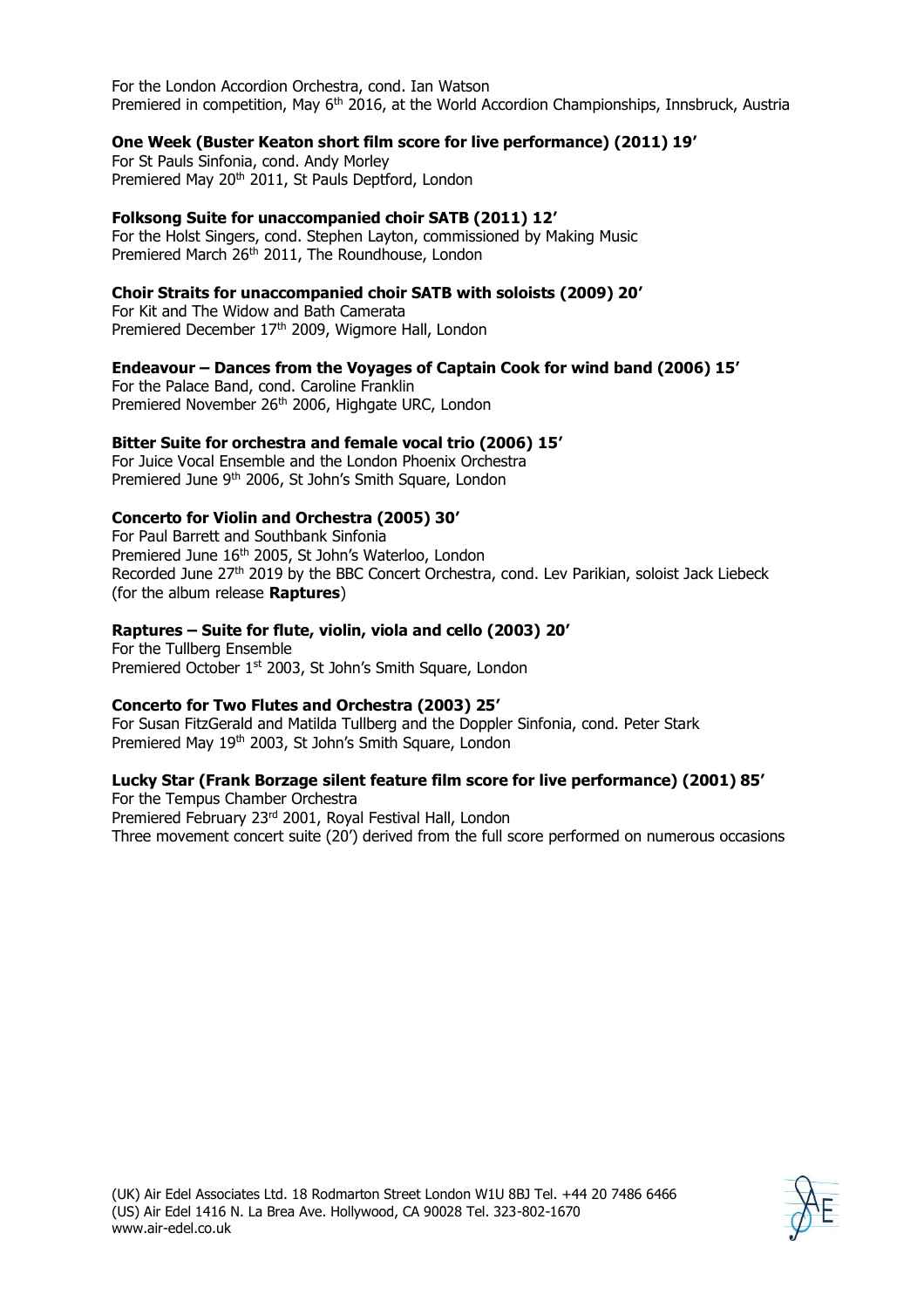For the London Accordion Orchestra, cond. Ian Watson
Premiered in competition, May 6th 2016, at the World Accordion Championships, Innsbruck, Austria

**One Week (Buster Keaton short film score for live performance) (2011) 19'**
For St Pauls Sinfonia, cond. Andy Morley
Premiered May 20th 2011, St Pauls Deptford, London

**Folksong Suite for unaccompanied choir SATB (2011) 12'**
For the Holst Singers, cond. Stephen Layton, commissioned by Making Music
Premiered March 26th 2011, The Roundhouse, London

**Choir Straits for unaccompanied choir SATB with soloists (2009) 20'**
For Kit and The Widow and Bath Camerata
Premiered December 17th 2009, Wigmore Hall, London

**Endeavour – Dances from the Voyages of Captain Cook for wind band (2006) 15'**
For the Palace Band, cond. Caroline Franklin
Premiered November 26th 2006, Highgate URC, London

**Bitter Suite for orchestra and female vocal trio (2006) 15'**
For Juice Vocal Ensemble and the London Phoenix Orchestra
Premiered June 9th 2006, St John's Smith Square, London

**Concerto for Violin and Orchestra (2005) 30'**
For Paul Barrett and Southbank Sinfonia
Premiered June 16th 2005, St John's Waterloo, London
Recorded June 27th 2019 by the BBC Concert Orchestra, cond. Lev Parikian, soloist Jack Liebeck (for the album release **Raptures**)

**Raptures – Suite for flute, violin, viola and cello (2003) 20'**
For the Tullberg Ensemble
Premiered October 1st 2003, St John's Smith Square, London

**Concerto for Two Flutes and Orchestra (2003) 25'**
For Susan FitzGerald and Matilda Tullberg and the Doppler Sinfonia, cond. Peter Stark
Premiered May 19th 2003, St John's Smith Square, London

**Lucky Star (Frank Borzage silent feature film score for live performance) (2001) 85'**
For the Tempus Chamber Orchestra
Premiered February 23rd 2001, Royal Festival Hall, London
Three movement concert suite (20') derived from the full score performed on numerous occasions